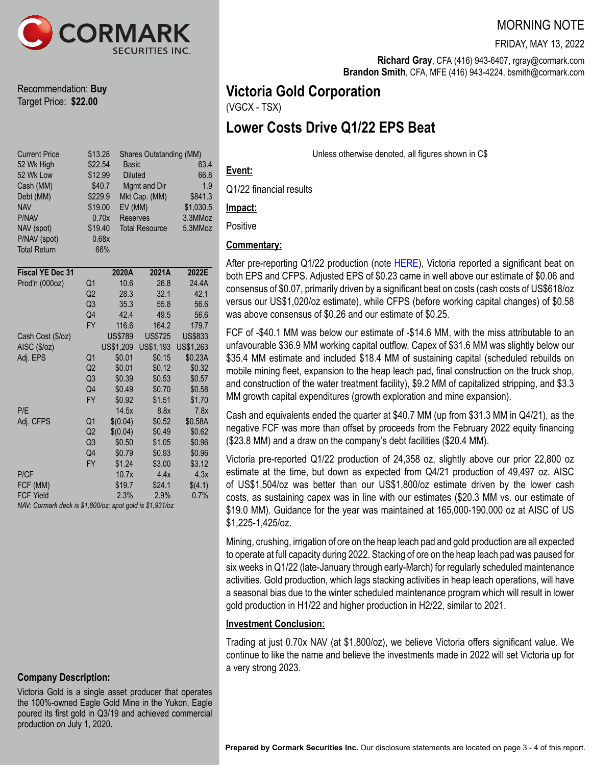CORMARK SECURITIES INC.

MORNING NOTE

FRIDAY, MAY 13, 2022

**Richard Gray**, CFA (416) 943-6407, rgray@cormark.com
**Brandon Smith**, CFA, MFE (416) 943-4224, bsmith@cormark.com

Recommendation: **Buy**
Target Price: **$22.00**

| | | | |
|---|---|---|---|
| Current Price | $13.28 | Shares Outstanding (MM) | |
| 52 Wk High | $22.54 | Basic | 63.4 |
| 52 Wk Low | $12.99 | Diluted | 66.8 |
| Cash (MM) | $40.7 | Mgmt and Dir | 1.9 |
| Debt (MM) | $229.9 | Mkt Cap. (MM) | $841.3 |
| NAV | $19.00 | EV (MM) | $1,030.5 |
| P/NAV | 0.70x | Reserves | 3.3MMoz |
| NAV (spot) | $19.40 | Total Resource | 5.3MMoz |
| P/NAV (spot) | 0.68x | | |
| Total Return | 66% | | |

| **Fiscal YE Dec 31** | | **2020A** | **2021A** | **2022E** |
|---|---|---|---|---|
| Prod'n (000oz) | Q1 | 10.6 | 26.8 | 24.4A |
| | Q2 | 28.3 | 32.1 | 42.1 |
| | Q3 | 35.3 | 55.8 | 56.6 |
| | Q4 | 42.4 | 49.5 | 56.6 |
| | FY | 116.6 | 164.2 | 179.7 |
| Cash Cost ($/oz) | | US$789 | US$725 | US$833 |
| AISC ($/oz) | | US$1,209 | US$1,193 | US$1,263 |
| Adj. EPS | Q1 | $0.01 | $0.15 | $0.23A |
| | Q2 | $0.01 | $0.12 | $0.32 |
| | Q3 | $0.39 | $0.53 | $0.57 |
| | Q4 | $0.49 | $0.70 | $0.58 |
| | FY | $0.92 | $1.51 | $1.70 |
| P/E | | 14.5x | 8.8x | 7.8x |
| Adj. CFPS | Q1 | $(0.04) | $0.52 | $0.58A |
| | Q2 | $(0.04) | $0.49 | $0.62 |
| | Q3 | $0.50 | $1.05 | $0.96 |
| | Q4 | $0.79 | $0.93 | $0.96 |
| | FY | $1.24 | $3.00 | $3.12 |
| P/CF | | 10.7x | 4.4x | 4.3x |
| FCF (MM) | | $19.7 | $24.1 | $(4.1) |
| FCF Yield | | 2.3% | 2.9% | 0.7% |

*NAV: Cormark deck is $1,800/oz; spot gold is $1,931/oz*

# Victoria Gold Corporation

(VGCX - TSX)

## Lower Costs Drive Q1/22 EPS Beat

Unless otherwise denoted, all figures shown in C$

**Event:**

Q1/22 financial results

**Impact:**

Positive

**Commentary:**

After pre-reporting Q1/22 production (note [HERE]), Victoria reported a significant beat on both EPS and CFPS. Adjusted EPS of $0.23 came in well above our estimate of $0.06 and consensus of $0.07, primarily driven by a significant beat on costs (cash costs of US$618/oz versus our US$1,020/oz estimate), while CFPS (before working capital changes) of $0.58 was above consensus of $0.26 and our estimate of $0.25.

FCF of -$40.1 MM was below our estimate of -$14.6 MM, with the miss attributable to an unfavourable $36.9 MM working capital outflow. Capex of $31.6 MM was slightly below our $35.4 MM estimate and included $18.4 MM of sustaining capital (scheduled rebuilds on mobile mining fleet, expansion to the heap leach pad, final construction on the truck shop, and construction of the water treatment facility), $9.2 MM of capitalized stripping, and $3.3 MM growth capital expenditures (growth exploration and mine expansion).

Cash and equivalents ended the quarter at $40.7 MM (up from $31.3 MM in Q4/21), as the negative FCF was more than offset by proceeds from the February 2022 equity financing ($23.8 MM) and a draw on the company's debt facilities ($20.4 MM).

Victoria pre-reported Q1/22 production of 24,358 oz, slightly above our prior 22,800 oz estimate at the time, but down as expected from Q4/21 production of 49,497 oz. AISC of US$1,504/oz was better than our US$1,800/oz estimate driven by the lower cash costs, as sustaining capex was in line with our estimates ($20.3 MM vs. our estimate of $19.0 MM). Guidance for the year was maintained at 165,000-190,000 oz at AISC of US $1,225-1,425/oz.

Mining, crushing, irrigation of ore on the heap leach pad and gold production are all expected to operate at full capacity during 2022. Stacking of ore on the heap leach pad was paused for six weeks in Q1/22 (late-January through early-March) for regularly scheduled maintenance activities. Gold production, which lags stacking activities in heap leach operations, will have a seasonal bias due to the winter scheduled maintenance program which will result in lower gold production in H1/22 and higher production in H2/22, similar to 2021.

**Investment Conclusion:**

Trading at just 0.70x NAV (at $1,800/oz), we believe Victoria offers significant value. We continue to like the name and believe the investments made in 2022 will set Victoria up for a very strong 2023.

**Company Description:**

Victoria Gold is a single asset producer that operates the 100%-owned Eagle Gold Mine in the Yukon. Eagle poured its first gold in Q3/19 and achieved commercial production on July 1, 2020.

**Prepared by Cormark Securities Inc.** Our disclosure statements are located on page 3 - 4 of this report.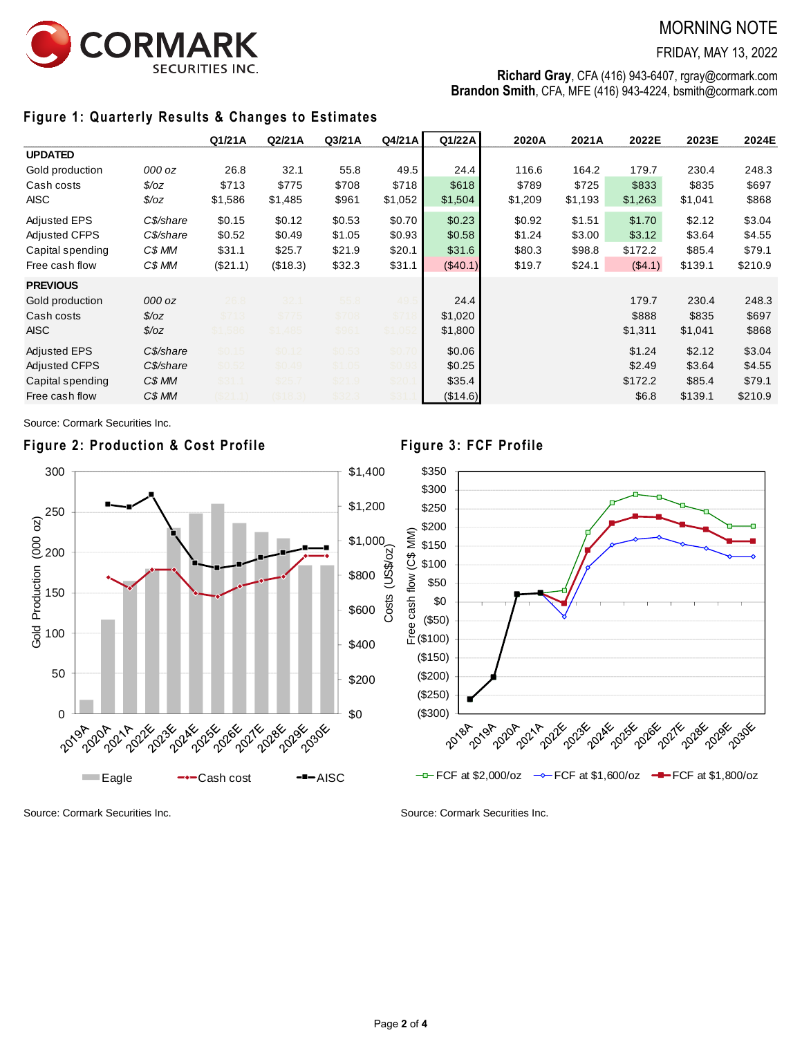MORNING NOTE

FRIDAY, MAY 13, 2022

**Richard Gray**, CFA (416) 943-6407, rgray@cormark.com
**Brandon Smith**, CFA, MFE (416) 943-4224, bsmith@cormark.com

## Figure 1: Quarterly Results & Changes to Estimates

| | | Q1/21A | Q2/21A | Q3/21A | Q4/21A | Q1/22A | 2020A | 2021A | 2022E | 2023E | 2024E |
|---|---|---|---|---|---|---|---|---|---|---|---|
| **UPDATED** | | | | | | | | | | | |
| Gold production | *000 oz* | 26.8 | 32.1 | 55.8 | 49.5 | 24.4 | 116.6 | 164.2 | 179.7 | 230.4 | 248.3 |
| Cash costs | *$/oz* | $713 | $775 | $708 | $718 | $618 | $789 | $725 | $833 | $835 | $697 |
| AISC | *$/oz* | $1,586 | $1,485 | $961 | $1,052 | $1,504 | $1,209 | $1,193 | $1,263 | $1,041 | $868 |
| Adjusted EPS | *C$/share* | $0.15 | $0.12 | $0.53 | $0.70 | $0.23 | $0.92 | $1.51 | $1.70 | $2.12 | $3.04 |
| Adjusted CFPS | *C$/share* | $0.52 | $0.49 | $1.05 | $0.93 | $0.58 | $1.24 | $3.00 | $3.12 | $3.64 | $4.55 |
| Capital spending | *C$ MM* | $31.1 | $25.7 | $21.9 | $20.1 | $31.6 | $80.3 | $98.8 | $172.2 | $85.4 | $79.1 |
| Free cash flow | *C$ MM* | ($21.1) | ($18.3) | $32.3 | $31.1 | ($40.1) | $19.7 | $24.1 | ($4.1) | $139.1 | $210.9 |
| **PREVIOUS** | | | | | | | | | | | |
| Gold production | *000 oz* | | | | | 24.4 | | | 179.7 | 230.4 | 248.3 |
| Cash costs | *$/oz* | | | | | $1,020 | | | $888 | $835 | $697 |
| AISC | *$/oz* | | | | | $1,800 | | | $1,311 | $1,041 | $868 |
| Adjusted EPS | *C$/share* | | | | | $0.06 | | | $1.24 | $2.12 | $3.04 |
| Adjusted CFPS | *C$/share* | | | | | $0.25 | | | $2.49 | $3.64 | $4.55 |
| Capital spending | *C$ MM* | | | | | $35.4 | | | $172.2 | $85.4 | $79.1 |
| Free cash flow | *C$ MM* | | | | | ($14.6) | | | $6.8 | $139.1 | $210.9 |

Source: Cormark Securities Inc.

## Figure 2: Production & Cost Profile

Source: Cormark Securities Inc.

## Figure 3: FCF Profile

Source: Cormark Securities Inc.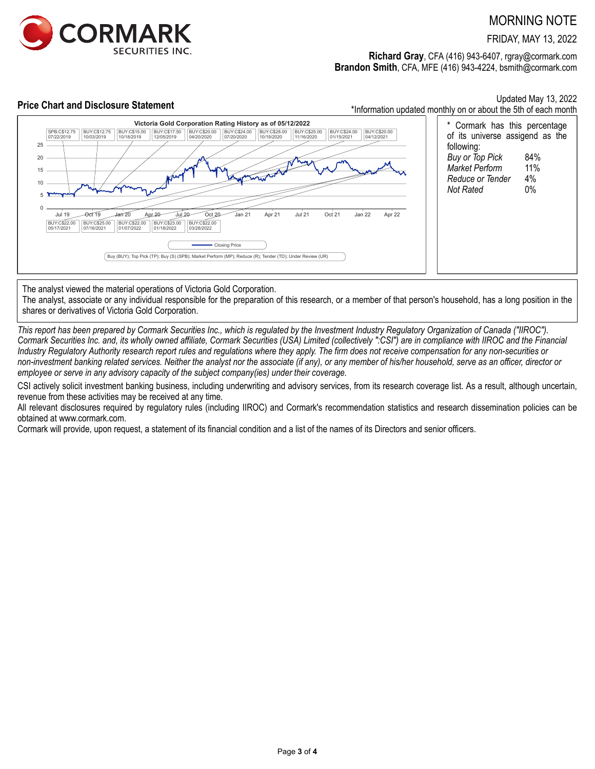# MORNING NOTE

FRIDAY, MAY 13, 2022

**Richard Gray**, CFA (416) 943-6407, rgray@cormark.com
**Brandon Smith**, CFA, MFE (416) 943-4224, bsmith@cormark.com

## Price Chart and Disclosure Statement

Updated May 13, 2022
*Information updated monthly on or about the 5th of each month

**Victoria Gold Corporation Rating History as of 05/12/2022**

| Rating | Date |
|---|---|
| SPB:C$12.75 | 07/22/2019 |
| BUY:C$12.75 | 10/03/2019 |
| BUY:C$15.00 | 10/18/2019 |
| BUY:C$17.50 | 12/05/2019 |
| BUY:C$20.00 | 04/20/2020 |
| BUY:C$24.00 | 07/20/2020 |
| BUY:C$28.00 | 10/19/2020 |
| BUY:C$25.00 | 11/16/2020 |
| BUY:C$24.00 | 01/15/2021 |
| BUY:C$20.00 | 04/12/2021 |
| BUY:C$22.00 | 05/17/2021 |
| BUY:C$25.00 | 07/16/2021 |
| BUY:C$22.00 | 01/07/2022 |
| BUY:C$23.00 | 01/18/2022 |
| BUY:C$22.00 | 03/28/2022 |

Closing Price

Buy (BUY); Top Pick (TP); Buy (S) (SPB); Market Perform (MP); Reduce (R); Tender (TD); Under Review (UR)

\* Cormark has this percentage of its universe assigend as the following:

| | |
|---|---|
| *Buy or Top Pick* | 84% |
| *Market Perform* | 11% |
| *Reduce or Tender* | 4% |
| *Not Rated* | 0% |

The analyst viewed the material operations of Victoria Gold Corporation.
The analyst, associate or any individual responsible for the preparation of this research, or a member of that person's household, has a long position in the shares or derivatives of Victoria Gold Corporation.

*This report has been prepared by Cormark Securities Inc., which is regulated by the Investment Industry Regulatory Organization of Canada ("IIROC"). Cormark Securities Inc. and, its wholly owned affiliate, Cormark Securities (USA) Limited (collectively ":CSI") are in compliance with IIROC and the Financial Industry Regulatory Authority research report rules and regulations where they apply. The firm does not receive compensation for any non-securities or non-investment banking related services. Neither the analyst nor the associate (if any), or any member of his/her household, serve as an officer, director or employee or serve in any advisory capacity of the subject company(ies) under their coverage.*

CSI actively solicit investment banking business, including underwriting and advisory services, from its research coverage list. As a result, although uncertain, revenue from these activities may be received at any time.

All relevant disclosures required by regulatory rules (including IIROC) and Cormark's recommendation statistics and research dissemination policies can be obtained at www.cormark.com.

Cormark will provide, upon request, a statement of its financial condition and a list of the names of its Directors and senior officers.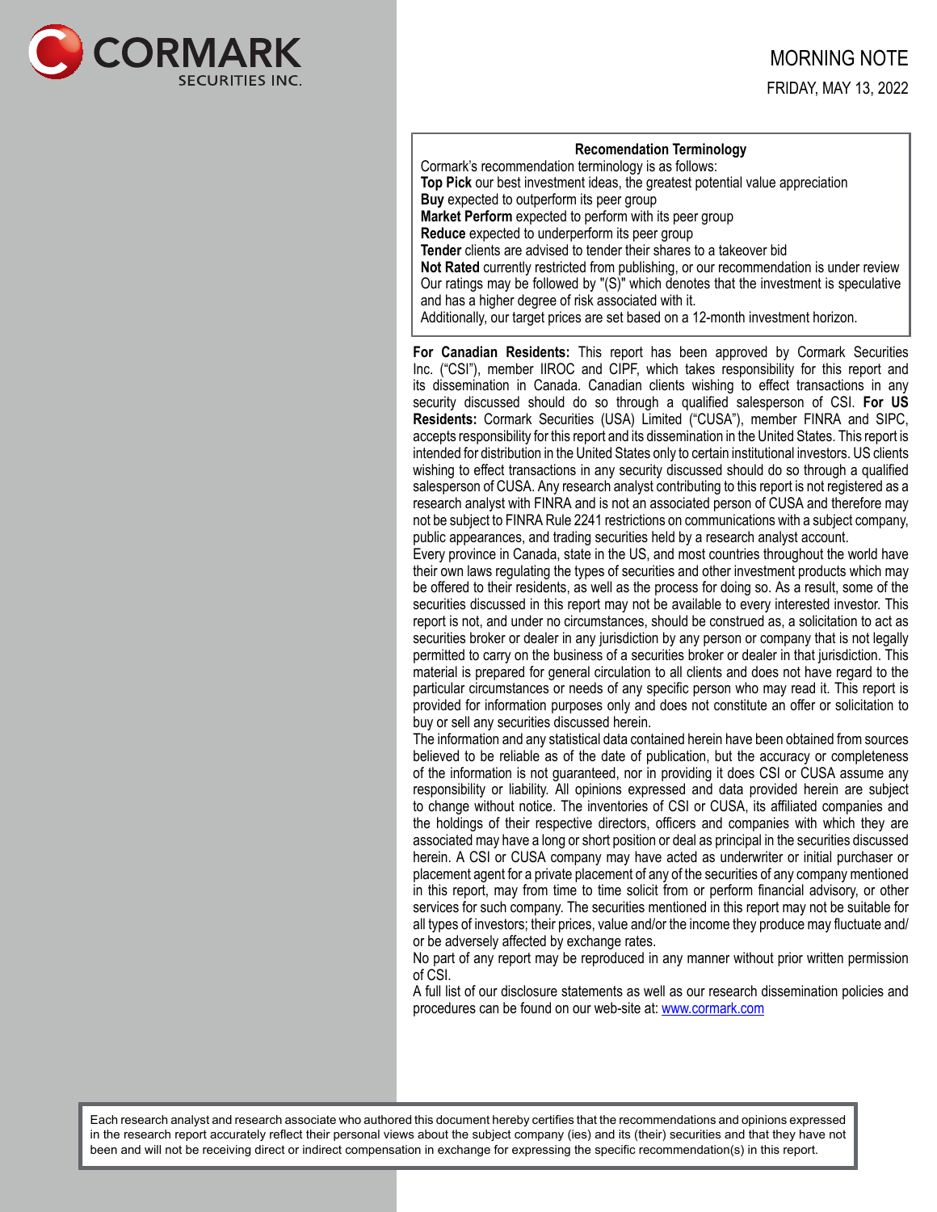CORMARK SECURITIES INC.

MORNING NOTE

FRIDAY, MAY 13, 2022

**Recomendation Terminology**

Cormark's recommendation terminology is as follows:

**Top Pick** our best investment ideas, the greatest potential value appreciation

**Buy** expected to outperform its peer group

**Market Perform** expected to perform with its peer group

**Reduce** expected to underperform its peer group

**Tender** clients are advised to tender their shares to a takeover bid

**Not Rated** currently restricted from publishing, or our recommendation is under review

Our ratings may be followed by "(S)" which denotes that the investment is speculative and has a higher degree of risk associated with it.

Additionally, our target prices are set based on a 12-month investment horizon.

**For Canadian Residents:** This report has been approved by Cormark Securities Inc. ("CSI"), member IIROC and CIPF, which takes responsibility for this report and its dissemination in Canada. Canadian clients wishing to effect transactions in any security discussed should do so through a qualified salesperson of CSI. **For US Residents:** Cormark Securities (USA) Limited ("CUSA"), member FINRA and SIPC, accepts responsibility for this report and its dissemination in the United States. This report is intended for distribution in the United States only to certain institutional investors. US clients wishing to effect transactions in any security discussed should do so through a qualified salesperson of CUSA. Any research analyst contributing to this report is not registered as a research analyst with FINRA and is not an associated person of CUSA and therefore may not be subject to FINRA Rule 2241 restrictions on communications with a subject company, public appearances, and trading securities held by a research analyst account.

Every province in Canada, state in the US, and most countries throughout the world have their own laws regulating the types of securities and other investment products which may be offered to their residents, as well as the process for doing so. As a result, some of the securities discussed in this report may not be available to every interested investor. This report is not, and under no circumstances, should be construed as, a solicitation to act as securities broker or dealer in any jurisdiction by any person or company that is not legally permitted to carry on the business of a securities broker or dealer in that jurisdiction. This material is prepared for general circulation to all clients and does not have regard to the particular circumstances or needs of any specific person who may read it. This report is provided for information purposes only and does not constitute an offer or solicitation to buy or sell any securities discussed herein.

The information and any statistical data contained herein have been obtained from sources believed to be reliable as of the date of publication, but the accuracy or completeness of the information is not guaranteed, nor in providing it does CSI or CUSA assume any responsibility or liability. All opinions expressed and data provided herein are subject to change without notice. The inventories of CSI or CUSA, its affiliated companies and the holdings of their respective directors, officers and companies with which they are associated may have a long or short position or deal as principal in the securities discussed herein. A CSI or CUSA company may have acted as underwriter or initial purchaser or placement agent for a private placement of any of the securities of any company mentioned in this report, may from time to time solicit from or perform financial advisory, or other services for such company. The securities mentioned in this report may not be suitable for all types of investors; their prices, value and/or the income they produce may fluctuate and/or be adversely affected by exchange rates.

No part of any report may be reproduced in any manner without prior written permission of CSI.

A full list of our disclosure statements as well as our research dissemination policies and procedures can be found on our web-site at: [www.cormark.com](http://www.cormark.com)

Each research analyst and research associate who authored this document hereby certifies that the recommendations and opinions expressed in the research report accurately reflect their personal views about the subject company (ies) and its (their) securities and that they have not been and will not be receiving direct or indirect compensation in exchange for expressing the specific recommendation(s) in this report.